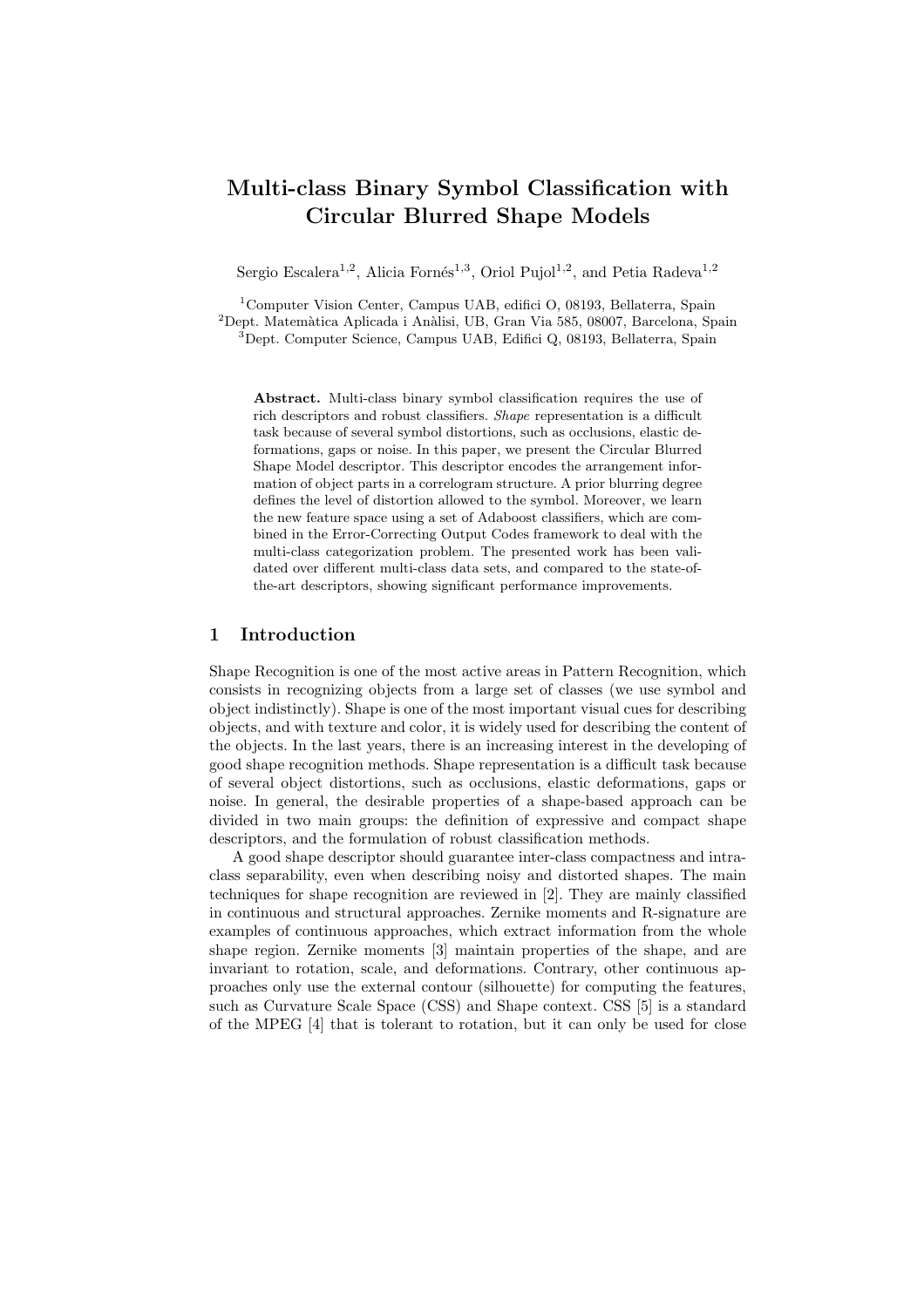# Multi-class Binary Symbol Classification with Circular Blurred Shape Models

Sergio Escalera[1,2], Alicia Fornés[1,3], Oriol Pujol[1,2], and Petia Radeva[1,2]

[1]Computer Vision Center, Campus UAB, edifici O, 08193, Bellaterra, Spain
[2]Dept. Matemàtica Aplicada i Anàlisi, UB, Gran Via 585, 08007, Barcelona, Spain
[3]Dept. Computer Science, Campus UAB, Edifici Q, 08193, Bellaterra, Spain

**Abstract.** Multi-class binary symbol classification requires the use of rich descriptors and robust classifiers. *Shape* representation is a difficult task because of several symbol distortions, such as occlusions, elastic deformations, gaps or noise. In this paper, we present the Circular Blurred Shape Model descriptor. This descriptor encodes the arrangement information of object parts in a correlogram structure. A prior blurring degree defines the level of distortion allowed to the symbol. Moreover, we learn the new feature space using a set of Adaboost classifiers, which are combined in the Error-Correcting Output Codes framework to deal with the multi-class categorization problem. The presented work has been validated over different multi-class data sets, and compared to the state-of-the-art descriptors, showing significant performance improvements.

## 1 Introduction

Shape Recognition is one of the most active areas in Pattern Recognition, which consists in recognizing objects from a large set of classes (we use symbol and object indistinctly). Shape is one of the most important visual cues for describing objects, and with texture and color, it is widely used for describing the content of the objects. In the last years, there is an increasing interest in the developing of good shape recognition methods. Shape representation is a difficult task because of several object distortions, such as occlusions, elastic deformations, gaps or noise. In general, the desirable properties of a shape-based approach can be divided in two main groups: the definition of expressive and compact shape descriptors, and the formulation of robust classification methods.

A good shape descriptor should guarantee inter-class compactness and intra-class separability, even when describing noisy and distorted shapes. The main techniques for shape recognition are reviewed in [2]. They are mainly classified in continuous and structural approaches. Zernike moments and R-signature are examples of continuous approaches, which extract information from the whole shape region. Zernike moments [3] maintain properties of the shape, and are invariant to rotation, scale, and deformations. Contrary, other continuous approaches only use the external contour (silhouette) for computing the features, such as Curvature Scale Space (CSS) and Shape context. CSS [5] is a standard of the MPEG [4] that is tolerant to rotation, but it can only be used for close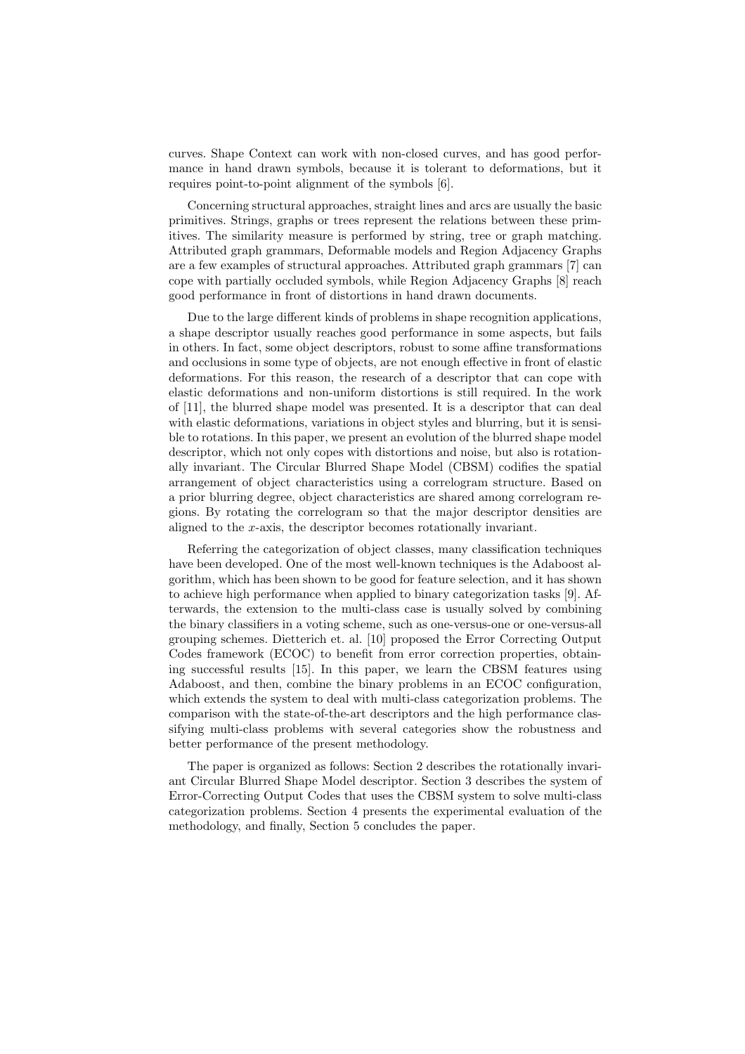curves. Shape Context can work with non-closed curves, and has good performance in hand drawn symbols, because it is tolerant to deformations, but it requires point-to-point alignment of the symbols [6].

Concerning structural approaches, straight lines and arcs are usually the basic primitives. Strings, graphs or trees represent the relations between these primitives. The similarity measure is performed by string, tree or graph matching. Attributed graph grammars, Deformable models and Region Adjacency Graphs are a few examples of structural approaches. Attributed graph grammars [7] can cope with partially occluded symbols, while Region Adjacency Graphs [8] reach good performance in front of distortions in hand drawn documents.

Due to the large different kinds of problems in shape recognition applications, a shape descriptor usually reaches good performance in some aspects, but fails in others. In fact, some object descriptors, robust to some affine transformations and occlusions in some type of objects, are not enough effective in front of elastic deformations. For this reason, the research of a descriptor that can cope with elastic deformations and non-uniform distortions is still required. In the work of [11], the blurred shape model was presented. It is a descriptor that can deal with elastic deformations, variations in object styles and blurring, but it is sensible to rotations. In this paper, we present an evolution of the blurred shape model descriptor, which not only copes with distortions and noise, but also is rotationally invariant. The Circular Blurred Shape Model (CBSM) codifies the spatial arrangement of object characteristics using a correlogram structure. Based on a prior blurring degree, object characteristics are shared among correlogram regions. By rotating the correlogram so that the major descriptor densities are aligned to the $x$-axis, the descriptor becomes rotationally invariant.

Referring the categorization of object classes, many classification techniques have been developed. One of the most well-known techniques is the Adaboost algorithm, which has been shown to be good for feature selection, and it has shown to achieve high performance when applied to binary categorization tasks [9]. Afterwards, the extension to the multi-class case is usually solved by combining the binary classifiers in a voting scheme, such as one-versus-one or one-versus-all grouping schemes. Dietterich et. al. [10] proposed the Error Correcting Output Codes framework (ECOC) to benefit from error correction properties, obtaining successful results [15]. In this paper, we learn the CBSM features using Adaboost, and then, combine the binary problems in an ECOC configuration, which extends the system to deal with multi-class categorization problems. The comparison with the state-of-the-art descriptors and the high performance classifying multi-class problems with several categories show the robustness and better performance of the present methodology.

The paper is organized as follows: Section 2 describes the rotationally invariant Circular Blurred Shape Model descriptor. Section 3 describes the system of Error-Correcting Output Codes that uses the CBSM system to solve multi-class categorization problems. Section 4 presents the experimental evaluation of the methodology, and finally, Section 5 concludes the paper.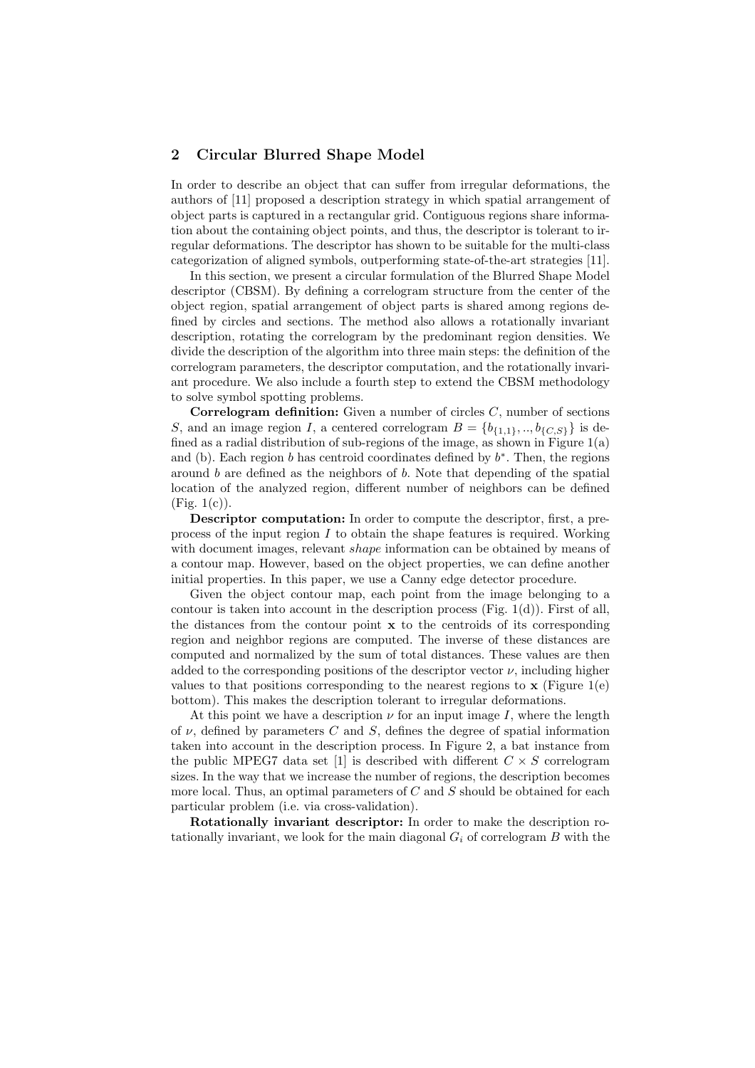## 2 Circular Blurred Shape Model

In order to describe an object that can suffer from irregular deformations, the authors of [11] proposed a description strategy in which spatial arrangement of object parts is captured in a rectangular grid. Contiguous regions share information about the containing object points, and thus, the descriptor is tolerant to irregular deformations. The descriptor has shown to be suitable for the multi-class categorization of aligned symbols, outperforming state-of-the-art strategies [11].

In this section, we present a circular formulation of the Blurred Shape Model descriptor (CBSM). By defining a correlogram structure from the center of the object region, spatial arrangement of object parts is shared among regions defined by circles and sections. The method also allows a rotationally invariant description, rotating the correlogram by the predominant region densities. We divide the description of the algorithm into three main steps: the definition of the correlogram parameters, the descriptor computation, and the rotationally invariant procedure. We also include a fourth step to extend the CBSM methodology to solve symbol spotting problems.

**Correlogram definition:** Given a number of circles $C$, number of sections $S$, and an image region $I$, a centered correlogram $B = \{b_{\{1,1\}}, .., b_{\{C,S\}}\}$ is defined as a radial distribution of sub-regions of the image, as shown in Figure 1(a) and (b). Each region $b$ has centroid coordinates defined by $b^*$. Then, the regions around $b$ are defined as the neighbors of $b$. Note that depending of the spatial location of the analyzed region, different number of neighbors can be defined (Fig. 1(c)).

**Descriptor computation:** In order to compute the descriptor, first, a preprocess of the input region $I$ to obtain the shape features is required. Working with document images, relevant *shape* information can be obtained by means of a contour map. However, based on the object properties, we can define another initial properties. In this paper, we use a Canny edge detector procedure.

Given the object contour map, each point from the image belonging to a contour is taken into account in the description process (Fig. 1(d)). First of all, the distances from the contour point $\mathbf{x}$ to the centroids of its corresponding region and neighbor regions are computed. The inverse of these distances are computed and normalized by the sum of total distances. These values are then added to the corresponding positions of the descriptor vector $\nu$, including higher values to that positions corresponding to the nearest regions to $\mathbf{x}$ (Figure 1(e) bottom). This makes the description tolerant to irregular deformations.

At this point we have a description $\nu$ for an input image $I$, where the length of $\nu$, defined by parameters $C$ and $S$, defines the degree of spatial information taken into account in the description process. In Figure 2, a bat instance from the public MPEG7 data set [1] is described with different $C \times S$ correlogram sizes. In the way that we increase the number of regions, the description becomes more local. Thus, an optimal parameters of $C$ and $S$ should be obtained for each particular problem (i.e. via cross-validation).

**Rotationally invariant descriptor:** In order to make the description rotationally invariant, we look for the main diagonal $G_i$ of correlogram $B$ with the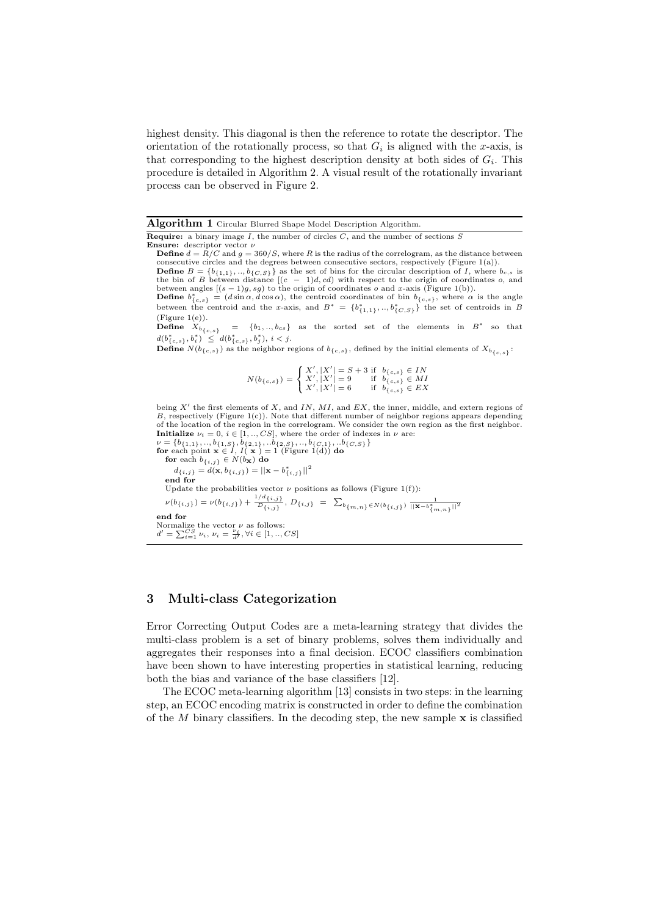highest density. This diagonal is then the reference to rotate the descriptor. The orientation of the rotationally process, so that $G_i$ is aligned with the $x$-axis, is that corresponding to the highest description density at both sides of $G_i$. This procedure is detailed in Algorithm 2. A visual result of the rotationally invariant process can be observed in Figure 2.

---

**Algorithm 1** Circular Blurred Shape Model Description Algorithm.

---

**Require:** a binary image $I$, the number of circles $C$, and the number of sections $S$

**Ensure:** descriptor vector $\nu$

**Define** $d = R/C$ and $g = 360/S$, where $R$ is the radius of the correlogram, as the distance between consecutive circles and the degrees between consecutive sectors, respectively (Figure 1(a)).

**Define** $B = \{b_{\{1,1\}}, .., b_{\{C,S\}}\}$ as the set of bins for the circular description of $I$, where $b_{c,s}$ is the bin of $B$ between distance $[(c-1)d, cd)$ with respect to the origin of coordinates $o$, and between angles $[(s-1)g, sg)$ to the origin of coordinates $o$ and $x$-axis (Figure 1(b)).

**Define** $b^*_{\{c,s\}} = (d \sin\alpha, d\cos\alpha)$, the centroid coordinates of bin $b_{\{c,s\}}$, where $\alpha$ is the angle between the centroid and the $x$-axis, and $B^* = \{b^*_{\{1,1\}}, .., b^*_{\{C,S\}}\}$ the set of centroids in $B$ (Figure 1(e)).

**Define** $X_{b_{\{c,s\}}} = \{b_1, .., b_{cs}\}$ as the sorted set of the elements in $B^*$ so that $d(b^*_{\{c,s\}}, b^*_i) \leq d(b^*_{\{c,s\}}, b^*_j)$, $i < j$.

**Define** $N(b_{\{c,s\}})$ as the neighbor regions of $b_{\{c,s\}}$, defined by the initial elements of $X_{b_{\{c,s\}}}$:

$$N(b_{\{c,s\}}) = \begin{cases} X', |X'| = S+3 & \text{if } b_{\{c,s\}} \in IN \\ X', |X'| = 9 & \text{if } b_{\{c,s\}} \in MI \\ X', |X'| = 6 & \text{if } b_{\{c,s\}} \in EX \end{cases}$$

being $X'$ the first elements of $X$, and $IN$, $MI$, and $EX$, the inner, middle, and extern regions of $B$, respectively (Figure 1(c)). Note that different number of neighbor regions appears depending of the location of the region in the correlogram. We consider the own region as the first neighbor.

**Initialize** $\nu_i = 0$, $i \in [1, .., CS]$, where the order of indexes in $\nu$ are:
$\nu = \{b_{\{1,1\}}, .., b_{\{1,S\}}, b_{\{2,1\}}, ..b_{\{2,S\}}, .., b_{\{C,1\}}, ..b_{\{C,S\}}\}$

**for** each point $\mathbf{x} \in I$, $I(\mathbf{x}) = 1$ (Figure 1(d)) **do**

  **for** each $b_{\{i,j\}} \in N(b_{\mathbf{x}})$ **do**

    $d_{\{i,j\}} = d(\mathbf{x}, b_{\{i,j\}}) = ||\mathbf{x} - b^*_{\{i,j\}}||^2$

  **end for**

  Update the probabilities vector $\nu$ positions as follows (Figure 1(f)):

  $\nu(b_{\{i,j\}}) = \nu(b_{\{i,j\}}) + \frac{1/d_{\{i,j\}}}{D_{\{i,j\}}}$, $D_{\{i,j\}} = \sum_{b_{\{m,n\}} \in N(b_{\{i,j\}})} \frac{1}{||\mathbf{x} - b^*_{\{m,n\}}||^2}$

**end for**

Normalize the vector $\nu$ as follows:
$d' = \sum_{i=1}^{CS} \nu_i$, $\nu_i = \frac{\nu_i}{d'}$, $\forall i \in [1, .., CS]$

---

## 3 Multi-class Categorization

Error Correcting Output Codes are a meta-learning strategy that divides the multi-class problem is a set of binary problems, solves them individually and aggregates their responses into a final decision. ECOC classifiers combination have been shown to have interesting properties in statistical learning, reducing both the bias and variance of the base classifiers [12].

The ECOC meta-learning algorithm [13] consists in two steps: in the learning step, an ECOC encoding matrix is constructed in order to define the combination of the $M$ binary classifiers. In the decoding step, the new sample $\mathbf{x}$ is classified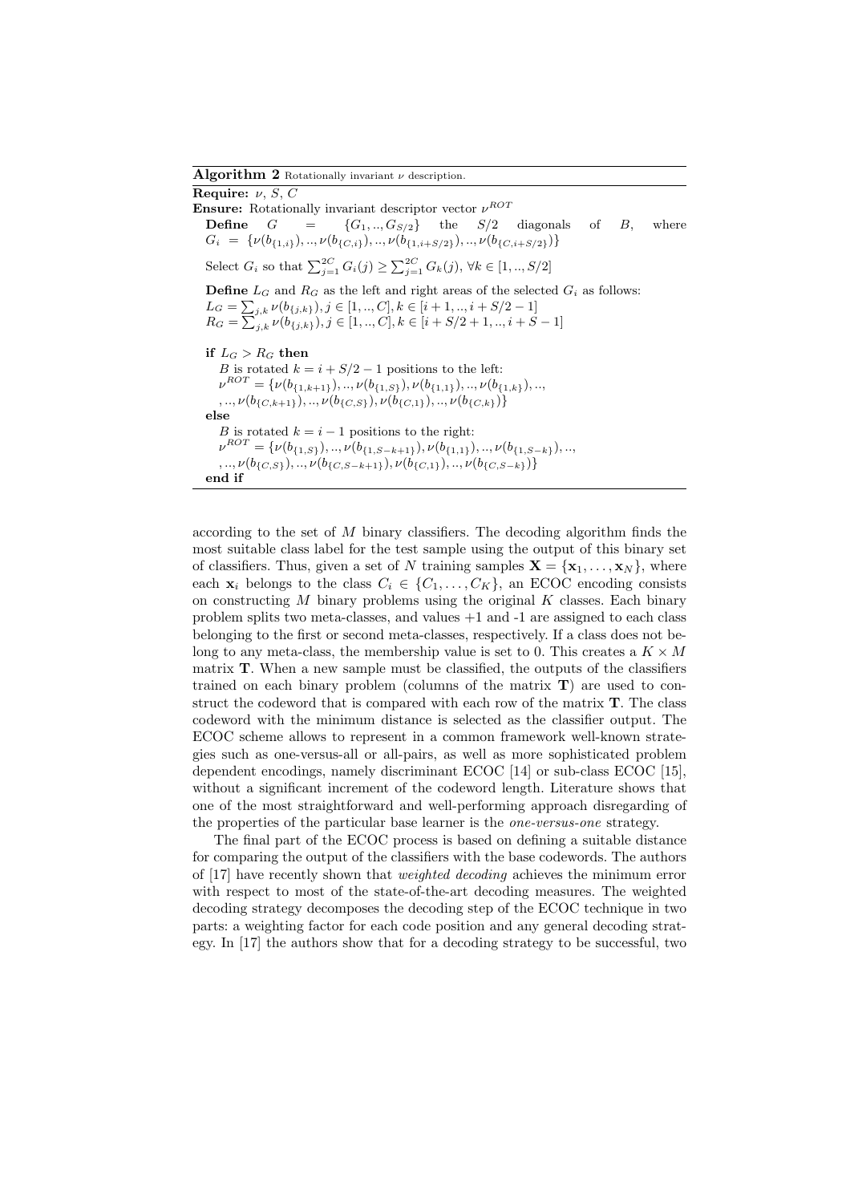**Algorithm 2** Rotationally invariant $\nu$ description.

**Require:** $\nu$, $S$, $C$

**Ensure:** Rotationally invariant descriptor vector $\nu^{ROT}$

**Define** $G = \{G_1, .., G_{S/2}\}$ the $S/2$ diagonals of $B$, where $G_i = \{\nu(b_{\{1,i\}}), .., \nu(b_{\{C,i\}}), .., \nu(b_{\{1,i+S/2\}}), .., \nu(b_{\{C,i+S/2\}})\}$

Select $G_i$ so that $\sum_{j=1}^{2C} G_i(j) \geq \sum_{j=1}^{2C} G_k(j)$, $\forall k \in [1, .., S/2]$

**Define** $L_G$ and $R_G$ as the left and right areas of the selected $G_i$ as follows:
$L_G = \sum_{j,k} \nu(b_{\{j,k\}}), j \in [1, .., C], k \in [i+1, .., i+S/2-1]$
$R_G = \sum_{j,k} \nu(b_{\{j,k\}}), j \in [1, .., C], k \in [i+S/2+1, .., i+S-1]$

**if** $L_G > R_G$ **then**
  $B$ is rotated $k = i + S/2 - 1$ positions to the left:
  $\nu^{ROT} = \{\nu(b_{\{1,k+1\}}), .., \nu(b_{\{1,S\}}), \nu(b_{\{1,1\}}), .., \nu(b_{\{1,k\}}), ..,$
  $, .., \nu(b_{\{C,k+1\}}), .., \nu(b_{\{C,S\}}), \nu(b_{\{C,1\}}), .., \nu(b_{\{C,k\}})\}$
**else**
  $B$ is rotated $k = i - 1$ positions to the right:
  $\nu^{ROT} = \{\nu(b_{\{1,S\}}), .., \nu(b_{\{1,S-k+1\}}), \nu(b_{\{1,1\}}), .., \nu(b_{\{1,S-k\}}), ..,$
  $, .., \nu(b_{\{C,S\}}), .., \nu(b_{\{C,S-k+1\}}), \nu(b_{\{C,1\}}), .., \nu(b_{\{C,S-k\}})\}$
**end if**

according to the set of $M$ binary classifiers. The decoding algorithm finds the most suitable class label for the test sample using the output of this binary set of classifiers. Thus, given a set of $N$ training samples $\mathbf{X} = \{\mathbf{x}_1, \ldots, \mathbf{x}_N\}$, where each $\mathbf{x}_i$ belongs to the class $C_i \in \{C_1, \ldots, C_K\}$, an ECOC encoding consists on constructing $M$ binary problems using the original $K$ classes. Each binary problem splits two meta-classes, and values +1 and -1 are assigned to each class belonging to the first or second meta-classes, respectively. If a class does not belong to any meta-class, the membership value is set to 0. This creates a $K \times M$ matrix $\mathbf{T}$. When a new sample must be classified, the outputs of the classifiers trained on each binary problem (columns of the matrix $\mathbf{T}$) are used to construct the codeword that is compared with each row of the matrix $\mathbf{T}$. The class codeword with the minimum distance is selected as the classifier output. The ECOC scheme allows to represent in a common framework well-known strategies such as one-versus-all or all-pairs, as well as more sophisticated problem dependent encodings, namely discriminant ECOC [14] or sub-class ECOC [15], without a significant increment of the codeword length. Literature shows that one of the most straightforward and well-performing approach disregarding of the properties of the particular base learner is the *one-versus-one* strategy.

The final part of the ECOC process is based on defining a suitable distance for comparing the output of the classifiers with the base codewords. The authors of [17] have recently shown that *weighted decoding* achieves the minimum error with respect to most of the state-of-the-art decoding measures. The weighted decoding strategy decomposes the decoding step of the ECOC technique in two parts: a weighting factor for each code position and any general decoding strategy. In [17] the authors show that for a decoding strategy to be successful, two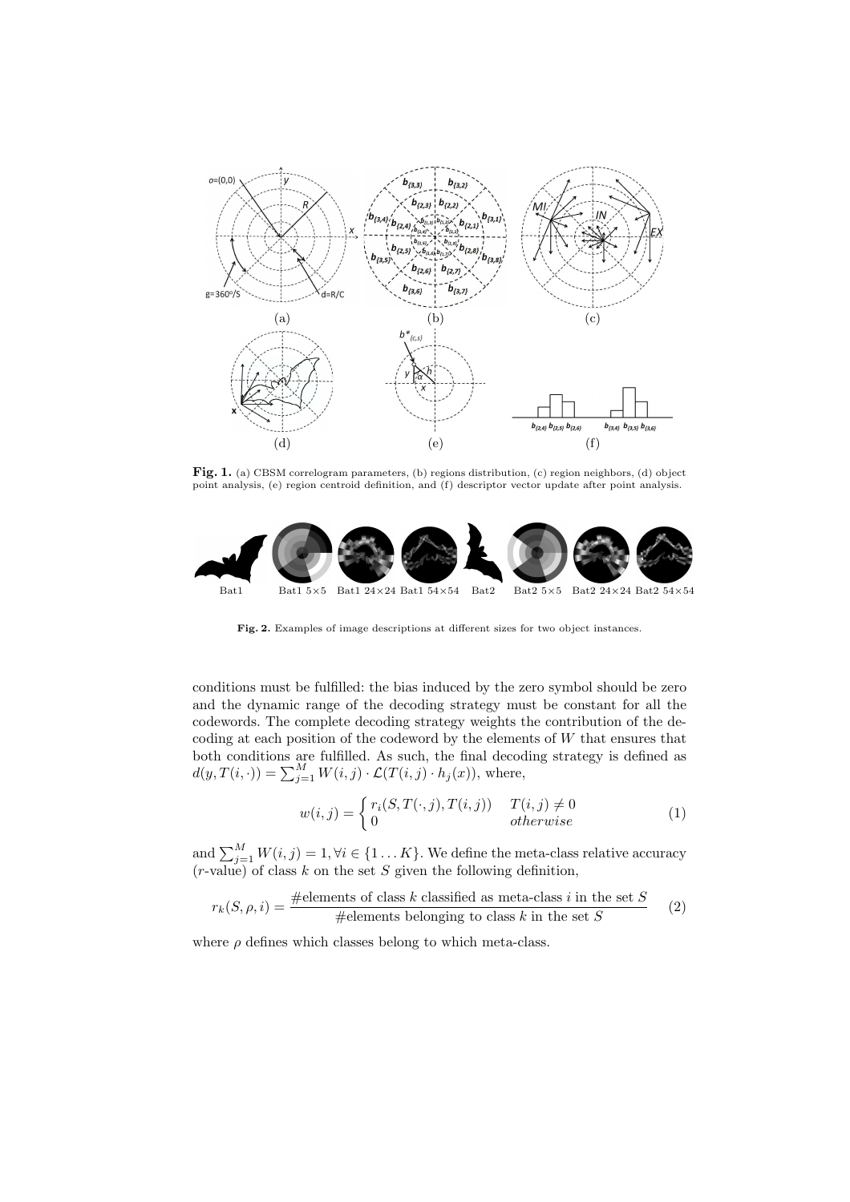**Fig. 1.** (a) CBSM correlogram parameters, (b) regions distribution, (c) region neighbors, (d) object point analysis, (e) region centroid definition, and (f) descriptor vector update after point analysis.

**Fig. 2.** Examples of image descriptions at different sizes for two object instances.

conditions must be fulfilled: the bias induced by the zero symbol should be zero and the dynamic range of the decoding strategy must be constant for all the codewords. The complete decoding strategy weights the contribution of the decoding at each position of the codeword by the elements of $W$ that ensures that both conditions are fulfilled. As such, the final decoding strategy is defined as $d(y, T(i, \cdot)) = \sum_{j=1}^{M} W(i, j) \cdot \mathcal{L}(T(i, j) \cdot h_j(x))$, where,

$$w(i, j) = \begin{cases} r_i(S, T(\cdot, j), T(i, j)) & T(i, j) \neq 0 \\ 0 & otherwise \end{cases} \tag{1}$$

and $\sum_{j=1}^{M} W(i, j) = 1, \forall i \in \{1 \ldots K\}$. We define the meta-class relative accuracy ($r$-value) of class $k$ on the set $S$ given the following definition,

$$r_k(S, \rho, i) = \frac{\#\text{elements of class } k \text{ classified as meta-class } i \text{ in the set } S}{\#\text{elements belonging to class } k \text{ in the set } S} \tag{2}$$

where $\rho$ defines which classes belong to which meta-class.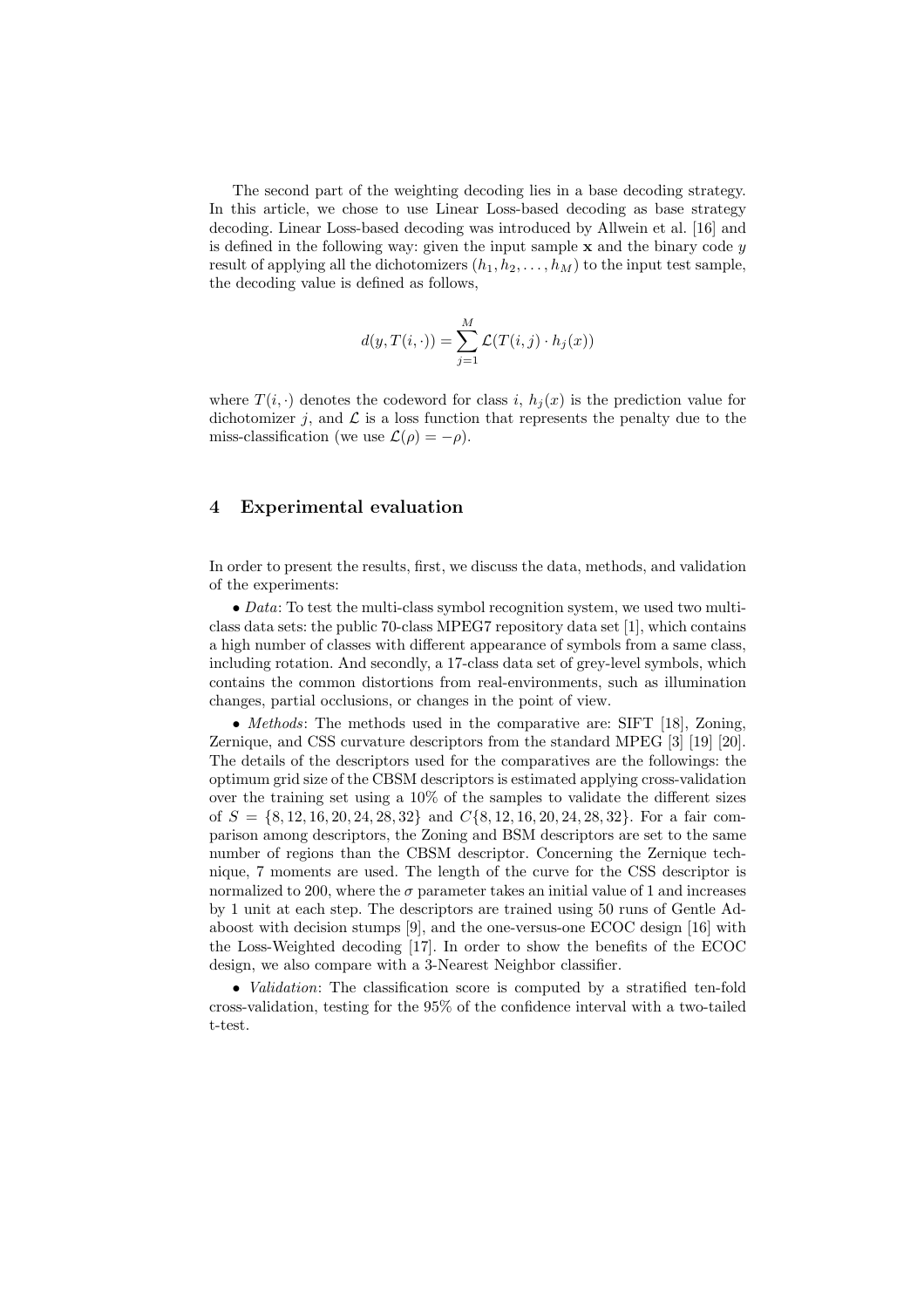The second part of the weighting decoding lies in a base decoding strategy. In this article, we chose to use Linear Loss-based decoding as base strategy decoding. Linear Loss-based decoding was introduced by Allwein et al. [16] and is defined in the following way: given the input sample $\mathbf{x}$ and the binary code $y$ result of applying all the dichotomizers $(h_1, h_2, \ldots, h_M)$ to the input test sample, the decoding value is defined as follows,

$$d(y, T(i, \cdot)) = \sum_{j=1}^{M} \mathcal{L}(T(i, j) \cdot h_j(x))$$

where $T(i, \cdot)$ denotes the codeword for class $i$, $h_j(x)$ is the prediction value for dichotomizer $j$, and $\mathcal{L}$ is a loss function that represents the penalty due to the miss-classification (we use $\mathcal{L}(\rho) = -\rho$).

## 4 Experimental evaluation

In order to present the results, first, we discuss the data, methods, and validation of the experiments:

• *Data*: To test the multi-class symbol recognition system, we used two multi-class data sets: the public 70-class MPEG7 repository data set [1], which contains a high number of classes with different appearance of symbols from a same class, including rotation. And secondly, a 17-class data set of grey-level symbols, which contains the common distortions from real-environments, such as illumination changes, partial occlusions, or changes in the point of view.

• *Methods*: The methods used in the comparative are: SIFT [18], Zoning, Zernique, and CSS curvature descriptors from the standard MPEG [3] [19] [20]. The details of the descriptors used for the comparatives are the followings: the optimum grid size of the CBSM descriptors is estimated applying cross-validation over the training set using a 10% of the samples to validate the different sizes of $S = \{8, 12, 16, 20, 24, 28, 32\}$ and $C\{8, 12, 16, 20, 24, 28, 32\}$. For a fair comparison among descriptors, the Zoning and BSM descriptors are set to the same number of regions than the CBSM descriptor. Concerning the Zernique technique, 7 moments are used. The length of the curve for the CSS descriptor is normalized to 200, where the $\sigma$ parameter takes an initial value of 1 and increases by 1 unit at each step. The descriptors are trained using 50 runs of Gentle Adaboost with decision stumps [9], and the one-versus-one ECOC design [16] with the Loss-Weighted decoding [17]. In order to show the benefits of the ECOC design, we also compare with a 3-Nearest Neighbor classifier.

• *Validation*: The classification score is computed by a stratified ten-fold cross-validation, testing for the 95% of the confidence interval with a two-tailed t-test.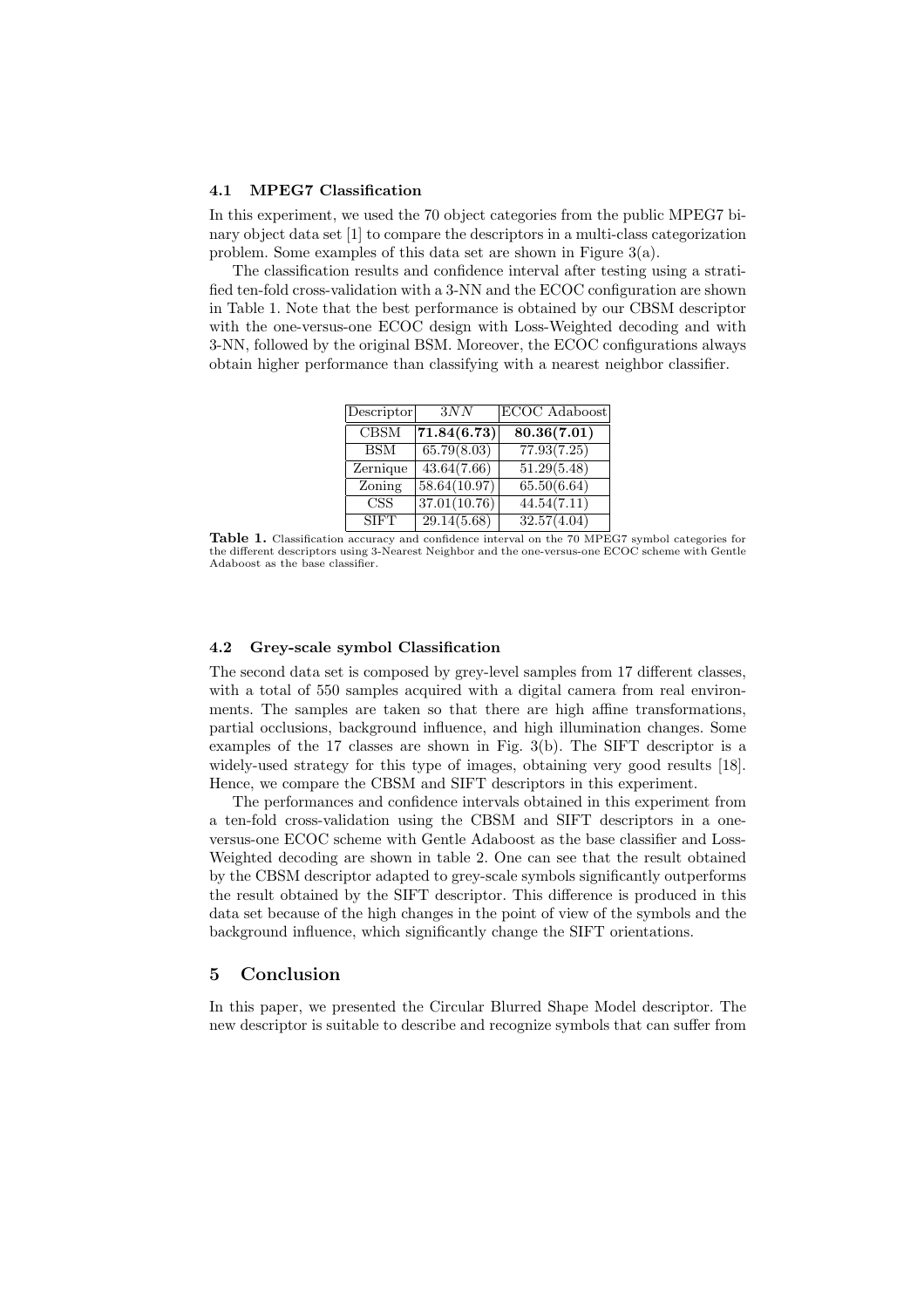### 4.1 MPEG7 Classification

In this experiment, we used the 70 object categories from the public MPEG7 binary object data set [1] to compare the descriptors in a multi-class categorization problem. Some examples of this data set are shown in Figure 3(a).

The classification results and confidence interval after testing using a stratified ten-fold cross-validation with a 3-NN and the ECOC configuration are shown in Table 1. Note that the best performance is obtained by our CBSM descriptor with the one-versus-one ECOC design with Loss-Weighted decoding and with 3-NN, followed by the original BSM. Moreover, the ECOC configurations always obtain higher performance than classifying with a nearest neighbor classifier.

| Descriptor | $3NN$ | ECOC Adaboost |
|---|---|---|
| CBSM | **71.84(6.73)** | **80.36(7.01)** |
| BSM | 65.79(8.03) | 77.93(7.25) |
| Zernique | 43.64(7.66) | 51.29(5.48) |
| Zoning | 58.64(10.97) | 65.50(6.64) |
| CSS | 37.01(10.76) | 44.54(7.11) |
| SIFT | 29.14(5.68) | 32.57(4.04) |

**Table 1.** Classification accuracy and confidence interval on the 70 MPEG7 symbol categories for the different descriptors using 3-Nearest Neighbor and the one-versus-one ECOC scheme with Gentle Adaboost as the base classifier.

### 4.2 Grey-scale symbol Classification

The second data set is composed by grey-level samples from 17 different classes, with a total of 550 samples acquired with a digital camera from real environments. The samples are taken so that there are high affine transformations, partial occlusions, background influence, and high illumination changes. Some examples of the 17 classes are shown in Fig. 3(b). The SIFT descriptor is a widely-used strategy for this type of images, obtaining very good results [18]. Hence, we compare the CBSM and SIFT descriptors in this experiment.

The performances and confidence intervals obtained in this experiment from a ten-fold cross-validation using the CBSM and SIFT descriptors in a one-versus-one ECOC scheme with Gentle Adaboost as the base classifier and Loss-Weighted decoding are shown in table 2. One can see that the result obtained by the CBSM descriptor adapted to grey-scale symbols significantly outperforms the result obtained by the SIFT descriptor. This difference is produced in this data set because of the high changes in the point of view of the symbols and the background influence, which significantly change the SIFT orientations.

## 5 Conclusion

In this paper, we presented the Circular Blurred Shape Model descriptor. The new descriptor is suitable to describe and recognize symbols that can suffer from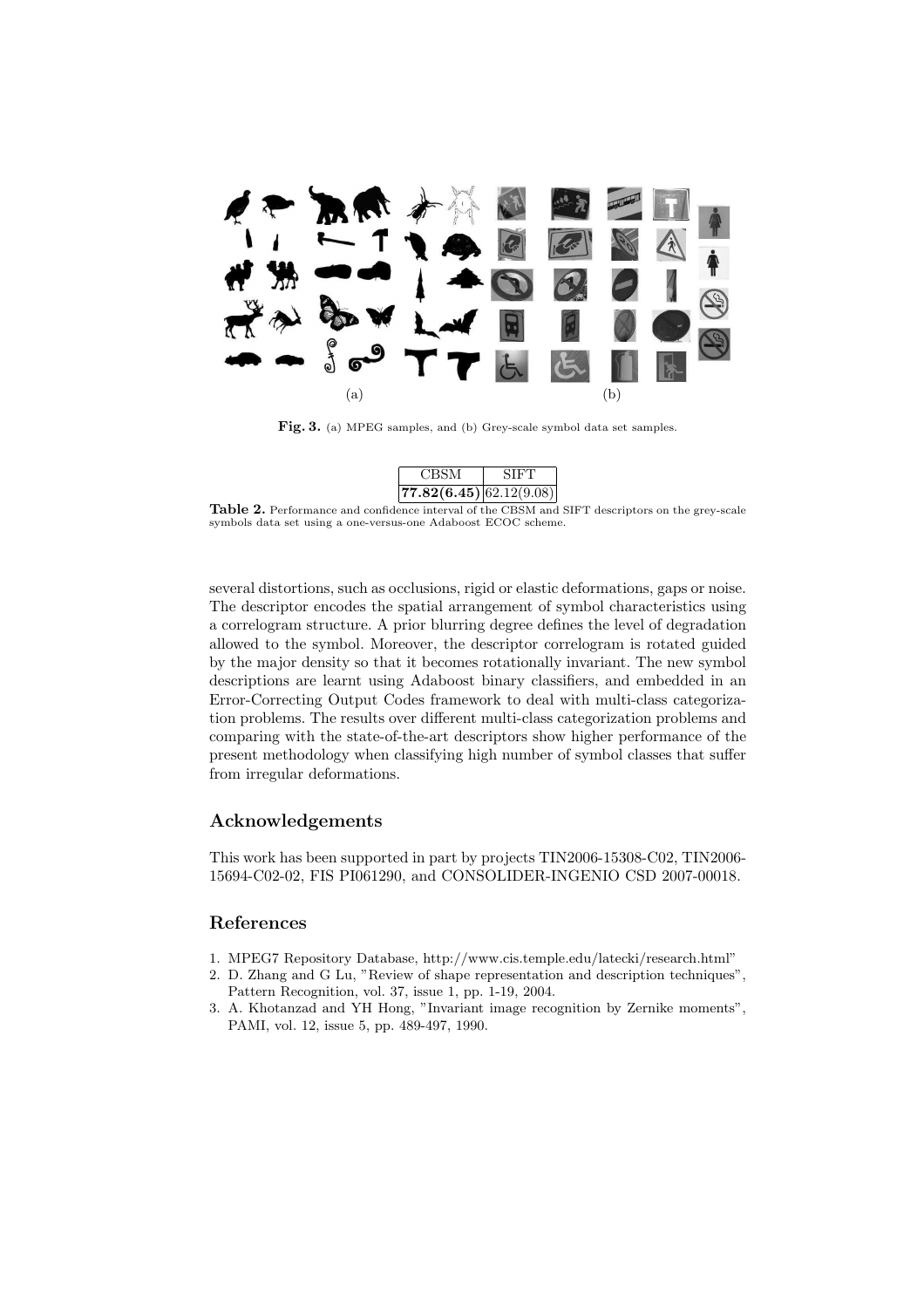(a) (b)

**Fig. 3.** (a) MPEG samples, and (b) Grey-scale symbol data set samples.

| CBSM | SIFT |
|---|---|
| **77.82(6.45)** | 62.12(9.08) |

**Table 2.** Performance and confidence interval of the CBSM and SIFT descriptors on the grey-scale symbols data set using a one-versus-one Adaboost ECOC scheme.

several distortions, such as occlusions, rigid or elastic deformations, gaps or noise. The descriptor encodes the spatial arrangement of symbol characteristics using a correlogram structure. A prior blurring degree defines the level of degradation allowed to the symbol. Moreover, the descriptor correlogram is rotated guided by the major density so that it becomes rotationally invariant. The new symbol descriptions are learnt using Adaboost binary classifiers, and embedded in an Error-Correcting Output Codes framework to deal with multi-class categorization problems. The results over different multi-class categorization problems and comparing with the state-of-the-art descriptors show higher performance of the present methodology when classifying high number of symbol classes that suffer from irregular deformations.

## Acknowledgements

This work has been supported in part by projects TIN2006-15308-C02, TIN2006-15694-C02-02, FIS PI061290, and CONSOLIDER-INGENIO CSD 2007-00018.

## References

1. MPEG7 Repository Database, http://www.cis.temple.edu/latecki/research.html"
2. D. Zhang and G Lu, "Review of shape representation and description techniques", Pattern Recognition, vol. 37, issue 1, pp. 1-19, 2004.
3. A. Khotanzad and YH Hong, "Invariant image recognition by Zernike moments", PAMI, vol. 12, issue 5, pp. 489-497, 1990.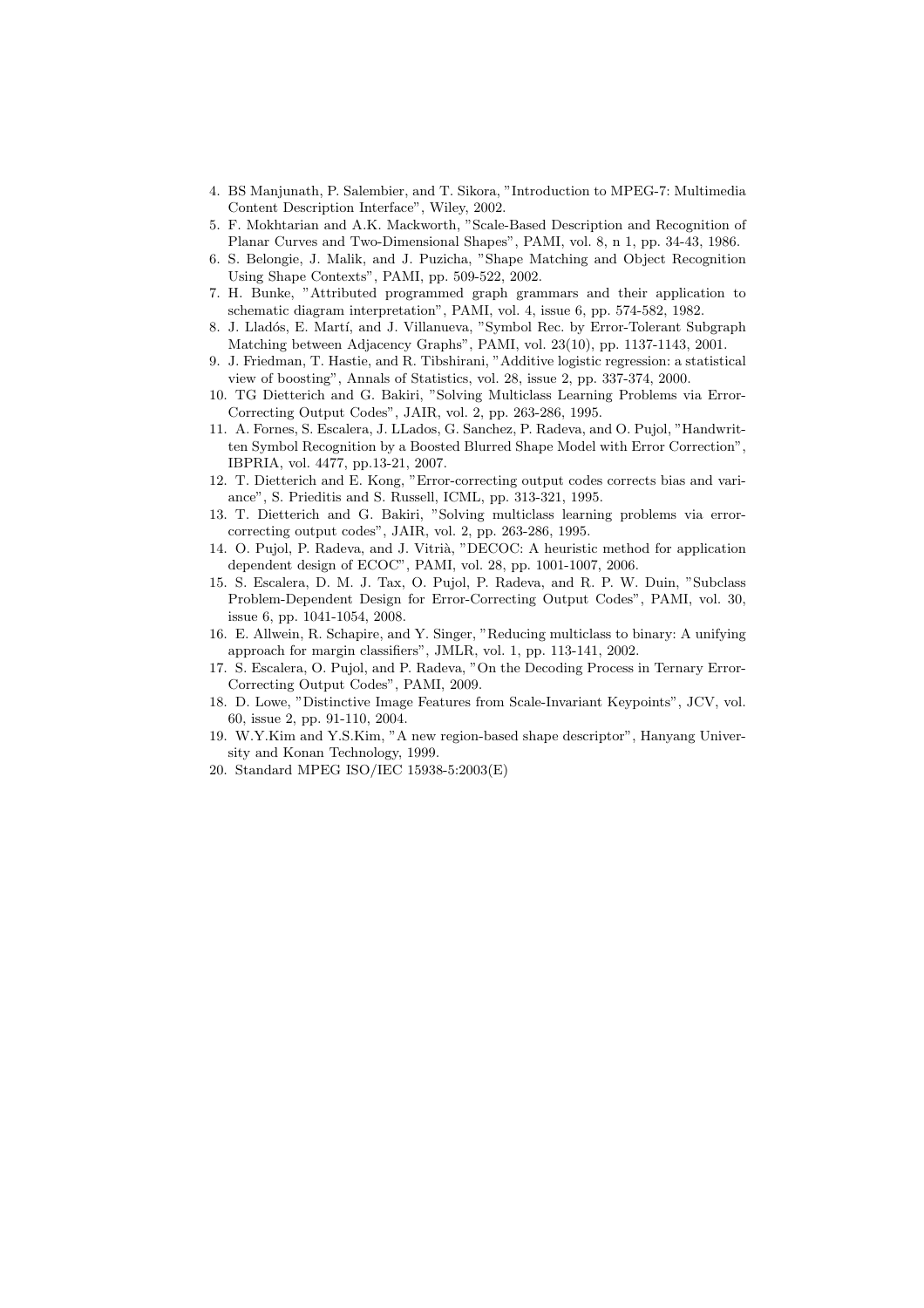4. BS Manjunath, P. Salembier, and T. Sikora, "Introduction to MPEG-7: Multimedia Content Description Interface", Wiley, 2002.
5. F. Mokhtarian and A.K. Mackworth, "Scale-Based Description and Recognition of Planar Curves and Two-Dimensional Shapes", PAMI, vol. 8, n 1, pp. 34-43, 1986.
6. S. Belongie, J. Malik, and J. Puzicha, "Shape Matching and Object Recognition Using Shape Contexts", PAMI, pp. 509-522, 2002.
7. H. Bunke, "Attributed programmed graph grammars and their application to schematic diagram interpretation", PAMI, vol. 4, issue 6, pp. 574-582, 1982.
8. J. Lladós, E. Martí, and J. Villanueva, "Symbol Rec. by Error-Tolerant Subgraph Matching between Adjacency Graphs", PAMI, vol. 23(10), pp. 1137-1143, 2001.
9. J. Friedman, T. Hastie, and R. Tibshirani, "Additive logistic regression: a statistical view of boosting", Annals of Statistics, vol. 28, issue 2, pp. 337-374, 2000.
10. TG Dietterich and G. Bakiri, "Solving Multiclass Learning Problems via Error-Correcting Output Codes", JAIR, vol. 2, pp. 263-286, 1995.
11. A. Fornes, S. Escalera, J. LLados, G. Sanchez, P. Radeva, and O. Pujol, "Handwritten Symbol Recognition by a Boosted Blurred Shape Model with Error Correction", IBPRIA, vol. 4477, pp.13-21, 2007.
12. T. Dietterich and E. Kong, "Error-correcting output codes corrects bias and variance", S. Prieditis and S. Russell, ICML, pp. 313-321, 1995.
13. T. Dietterich and G. Bakiri, "Solving multiclass learning problems via error-correcting output codes", JAIR, vol. 2, pp. 263-286, 1995.
14. O. Pujol, P. Radeva, and J. Vitrià, "DECOC: A heuristic method for application dependent design of ECOC", PAMI, vol. 28, pp. 1001-1007, 2006.
15. S. Escalera, D. M. J. Tax, O. Pujol, P. Radeva, and R. P. W. Duin, "Subclass Problem-Dependent Design for Error-Correcting Output Codes", PAMI, vol. 30, issue 6, pp. 1041-1054, 2008.
16. E. Allwein, R. Schapire, and Y. Singer, "Reducing multiclass to binary: A unifying approach for margin classifiers", JMLR, vol. 1, pp. 113-141, 2002.
17. S. Escalera, O. Pujol, and P. Radeva, "On the Decoding Process in Ternary Error-Correcting Output Codes", PAMI, 2009.
18. D. Lowe, "Distinctive Image Features from Scale-Invariant Keypoints", JCV, vol. 60, issue 2, pp. 91-110, 2004.
19. W.Y.Kim and Y.S.Kim, "A new region-based shape descriptor", Hanyang University and Konan Technology, 1999.
20. Standard MPEG ISO/IEC 15938-5:2003(E)